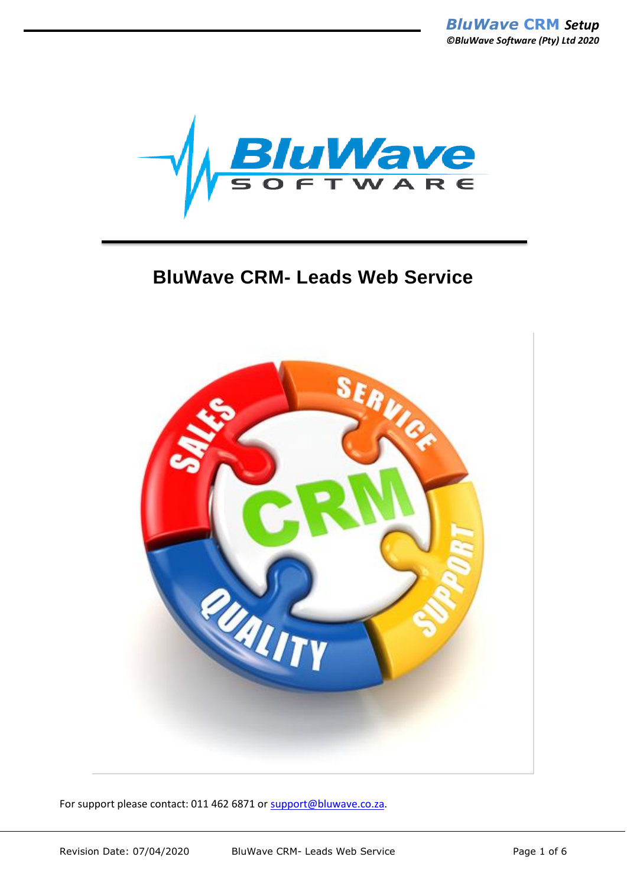# BluWave CRM- Leads Web Service

For support please contact: 011 462 6871 or support@bluwave.co.za.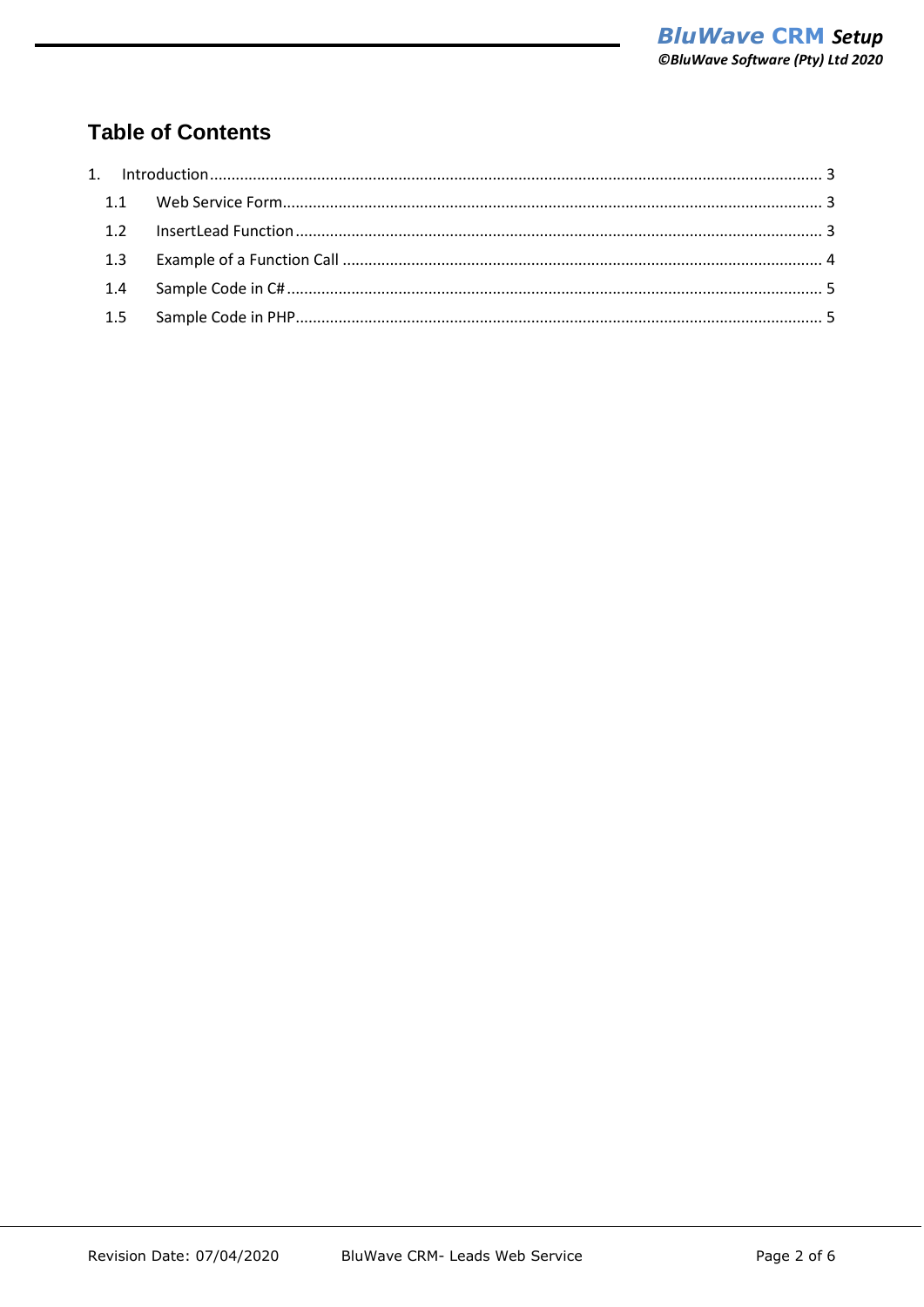## Table of Contents

1. Introduction ........................................................................ 3
   - 1.1 Web Service Form ........................................................................ 3
   - 1.2 InsertLead Function ........................................................................ 3
   - 1.3 Example of a Function Call ........................................................................ 4
   - 1.4 Sample Code in C# ........................................................................ 5
   - 1.5 Sample Code in PHP ........................................................................ 5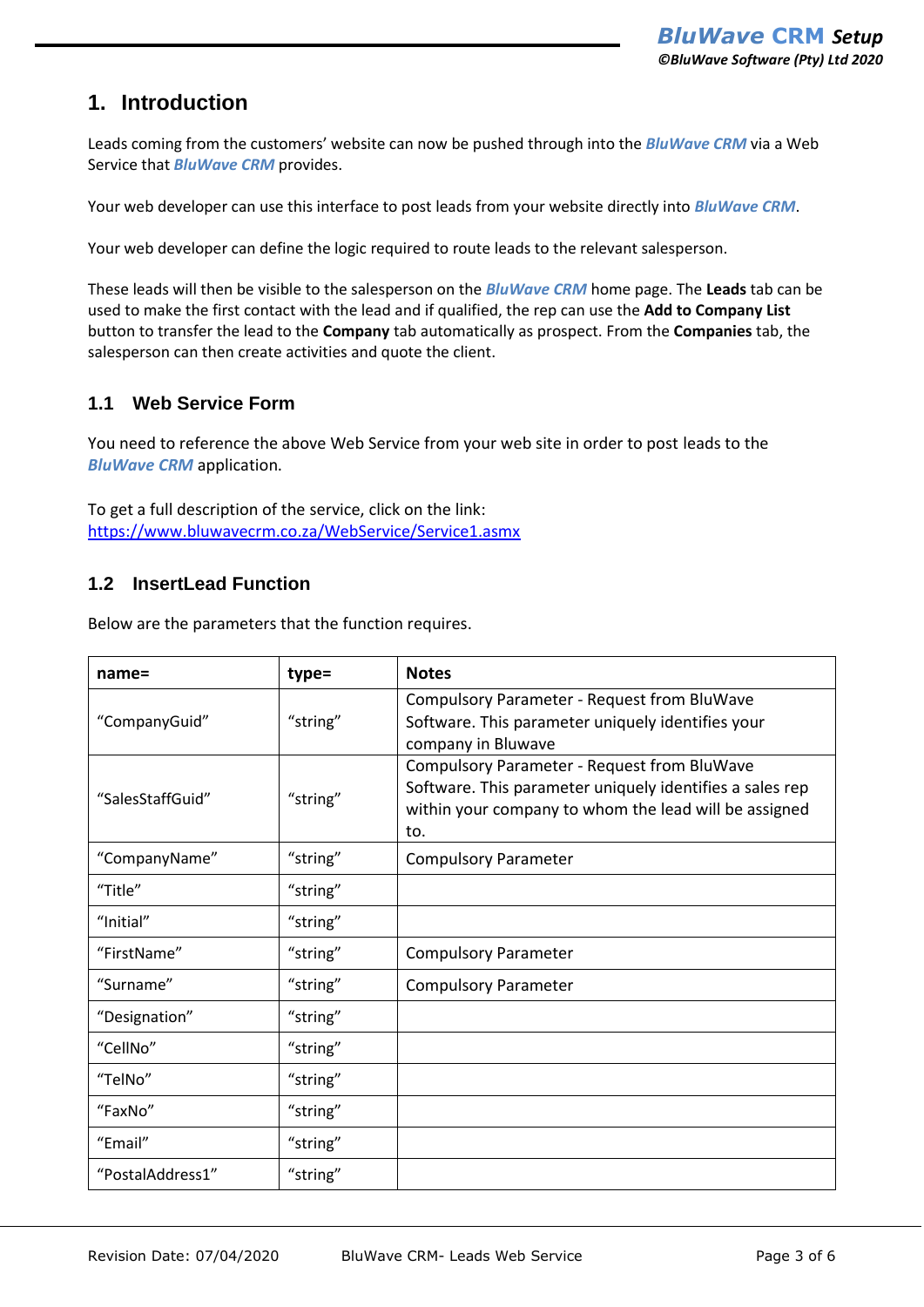# 1. Introduction

Leads coming from the customers' website can now be pushed through into the ***BluWave CRM*** via a Web Service that ***BluWave CRM*** provides.

Your web developer can use this interface to post leads from your website directly into ***BluWave CRM***.

Your web developer can define the logic required to route leads to the relevant salesperson.

These leads will then be visible to the salesperson on the ***BluWave CRM*** home page. The **Leads** tab can be used to make the first contact with the lead and if qualified, the rep can use the **Add to Company List** button to transfer the lead to the **Company** tab automatically as prospect. From the **Companies** tab, the salesperson can then create activities and quote the client.

## 1.1 Web Service Form

You need to reference the above Web Service from your web site in order to post leads to the ***BluWave CRM*** application.

To get a full description of the service, click on the link:
https://www.bluwavecrm.co.za/WebService/Service1.asmx

## 1.2 InsertLead Function

Below are the parameters that the function requires.

| name= | type= | Notes |
|---|---|---|
| "CompanyGuid" | "string" | Compulsory Parameter - Request from BluWave Software. This parameter uniquely identifies your company in Bluwave |
| "SalesStaffGuid" | "string" | Compulsory Parameter - Request from BluWave Software. This parameter uniquely identifies a sales rep within your company to whom the lead will be assigned to. |
| "CompanyName" | "string" | Compulsory Parameter |
| "Title" | "string" | |
| "Initial" | "string" | |
| "FirstName" | "string" | Compulsory Parameter |
| "Surname" | "string" | Compulsory Parameter |
| "Designation" | "string" | |
| "CellNo" | "string" | |
| "TelNo" | "string" | |
| "FaxNo" | "string" | |
| "Email" | "string" | |
| "PostalAddress1" | "string" | |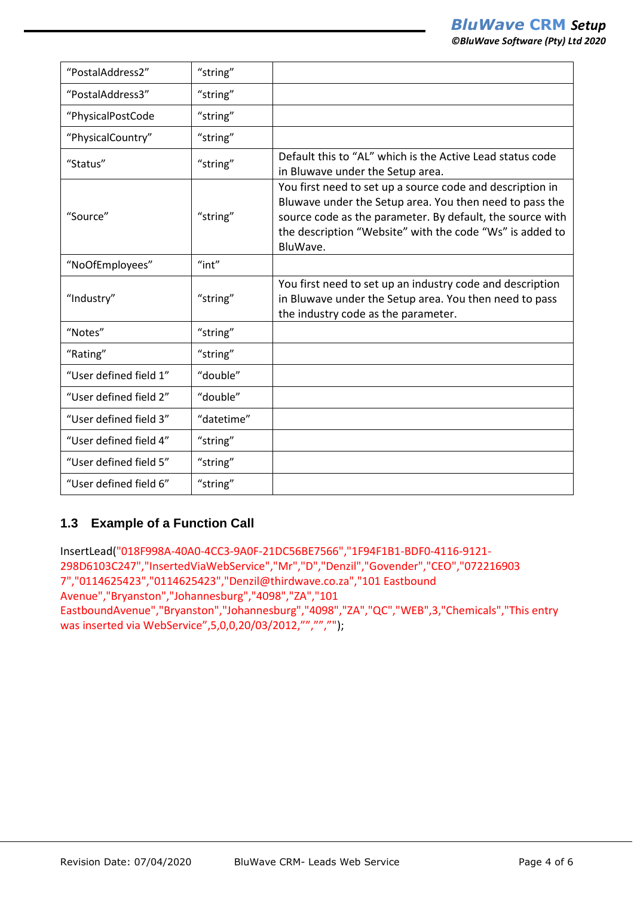| “PostalAddress2” | “string” | |
|---|---|---|
| “PostalAddress3” | “string” | |
| “PhysicalPostCode | “string” | |
| “PhysicalCountry” | “string” | |
| “Status” | “string” | Default this to “AL” which is the Active Lead status code in Bluwave under the Setup area. |
| “Source” | “string” | You first need to set up a source code and description in Bluwave under the Setup area. You then need to pass the source code as the parameter. By default, the source with the description “Website” with the code “Ws” is added to BluWave. |
| “NoOfEmployees” | “int” | |
| “Industry” | “string” | You first need to set up an industry code and description in Bluwave under the Setup area. You then need to pass the industry code as the parameter. |
| “Notes” | “string” | |
| “Rating” | “string” | |
| “User defined field 1” | “double” | |
| “User defined field 2” | “double” | |
| “User defined field 3” | “datetime” | |
| “User defined field 4” | “string” | |
| “User defined field 5” | “string” | |
| “User defined field 6” | “string” | |

## 1.3 Example of a Function Call

InsertLead("018F998A-40A0-4CC3-9A0F-21DC56BE7566","1F94F1B1-BDF0-4116-9121-298D6103C247","InsertedViaWebService","Mr","D","Denzil","Govender","CEO","0722169037","0114625423","0114625423","Denzil@thirdwave.co.za","101 Eastbound Avenue","Bryanston","Johannesburg","4098","ZA","101 EastboundAvenue","Bryanston","Johannesburg","4098","ZA","QC","WEB",3,"Chemicals","This entry was inserted via WebService”,5,0,0,20/03/2012,””,””,””);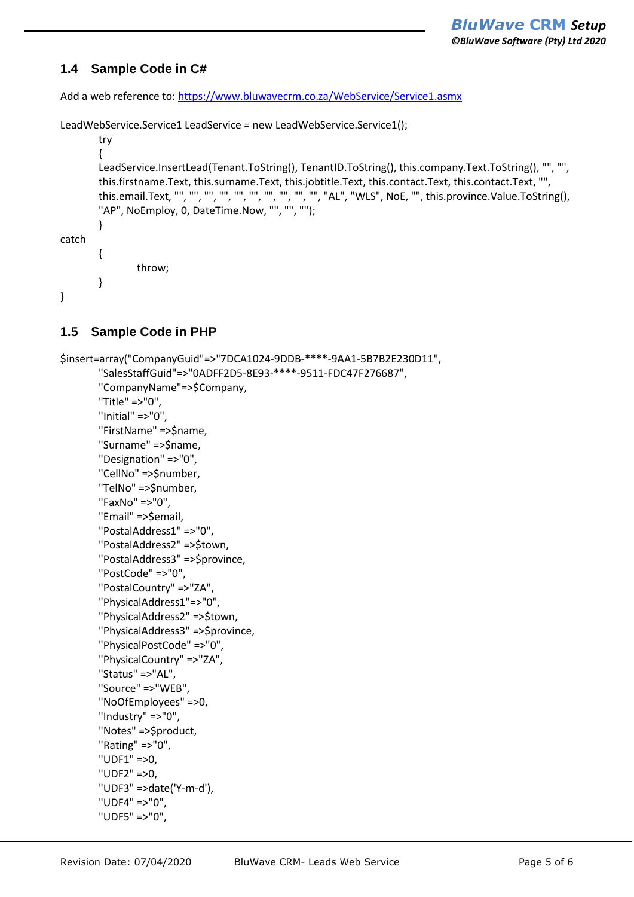## 1.4 Sample Code in C#

Add a web reference to: [https://www.bluwavecrm.co.za/WebService/Service1.asmx](https://www.bluwavecrm.co.za/WebService/Service1.asmx)

```
LeadWebService.Service1 LeadService = new LeadWebService.Service1();
        try
        {
        LeadService.InsertLead(Tenant.ToString(), TenantID.ToString(), this.company.Text.ToString(), "", "",
        this.firstname.Text, this.surname.Text, this.jobtitle.Text, this.contact.Text, this.contact.Text, "",
        this.email.Text, "", "", "", "", "", "", "", "", "", "", "AL", "WLS", NoE, "", this.province.Value.ToString(),
        "AP", NoEmploy, 0, DateTime.Now, "", "", "");
        }
catch
        {
                throw;
        }
}
```

## 1.5 Sample Code in PHP

```
$insert=array("CompanyGuid"=>"7DCA1024-9DDB-****-9AA1-5B7B2E230D11",
        "SalesStaffGuid"=>"0ADFF2D5-8E93-****-9511-FDC47F276687",
        "CompanyName"=>$Company,
        "Title" =>"0",
        "Initial" =>"0",
        "FirstName" =>$name,
        "Surname" =>$name,
        "Designation" =>"0",
        "CellNo" =>$number,
        "TelNo" =>$number,
        "FaxNo" =>"0",
        "Email" =>$email,
        "PostalAddress1" =>"0",
        "PostalAddress2" =>$town,
        "PostalAddress3" =>$province,
        "PostCode" =>"0",
        "PostalCountry" =>"ZA",
        "PhysicalAddress1"=>"0",
        "PhysicalAddress2" =>$town,
        "PhysicalAddress3" =>$province,
        "PhysicalPostCode" =>"0",
        "PhysicalCountry" =>"ZA",
        "Status" =>"AL",
        "Source" =>"WEB",
        "NoOfEmployees" =>0,
        "Industry" =>"0",
        "Notes" =>$product,
        "Rating" =>"0",
        "UDF1" =>0,
        "UDF2" =>0,
        "UDF3" =>date('Y-m-d'),
        "UDF4" =>"0",
        "UDF5" =>"0",
```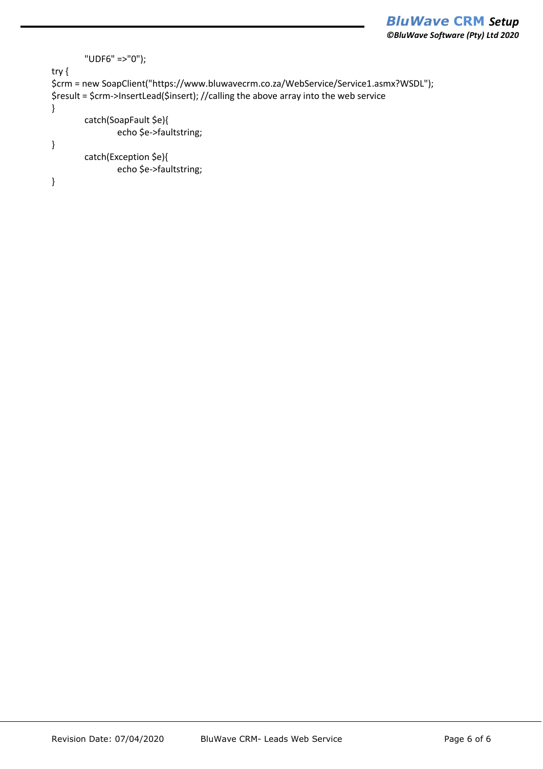```
        "UDF6" =>"0");
try {
$crm = new SoapClient("https://www.bluwavecrm.co.za/WebService/Service1.asmx?WSDL");
$result = $crm->InsertLead($insert); //calling the above array into the web service
}
        catch(SoapFault $e){
                echo $e->faultstring;
}
        catch(Exception $e){
                echo $e->faultstring;
}
```